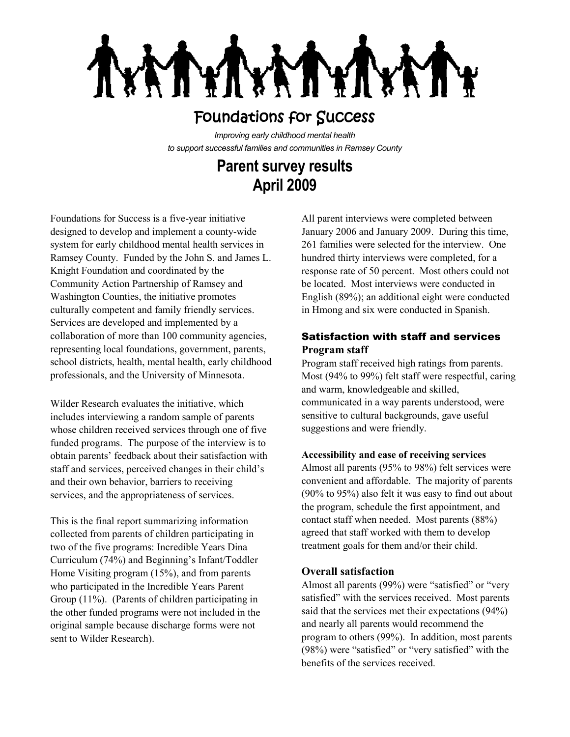# Foundations for Success

*Improving early childhood mental health to support successful families and communities in Ramsey County*

## Parent survey results
## April 2009

Foundations for Success is a five-year initiative designed to develop and implement a county-wide system for early childhood mental health services in Ramsey County. Funded by the John S. and James L. Knight Foundation and coordinated by the Community Action Partnership of Ramsey and Washington Counties, the initiative promotes culturally competent and family friendly services. Services are developed and implemented by a collaboration of more than 100 community agencies, representing local foundations, government, parents, school districts, health, mental health, early childhood professionals, and the University of Minnesota.

Wilder Research evaluates the initiative, which includes interviewing a random sample of parents whose children received services through one of five funded programs. The purpose of the interview is to obtain parents' feedback about their satisfaction with staff and services, perceived changes in their child's and their own behavior, barriers to receiving services, and the appropriateness of services.

This is the final report summarizing information collected from parents of children participating in two of the five programs: Incredible Years Dina Curriculum (74%) and Beginning's Infant/Toddler Home Visiting program (15%), and from parents who participated in the Incredible Years Parent Group (11%). (Parents of children participating in the other funded programs were not included in the original sample because discharge forms were not sent to Wilder Research).

All parent interviews were completed between January 2006 and January 2009. During this time, 261 families were selected for the interview. One hundred thirty interviews were completed, for a response rate of 50 percent. Most others could not be located. Most interviews were conducted in English (89%); an additional eight were conducted in Hmong and six were conducted in Spanish.

### Satisfaction with staff and services

#### Program staff

Program staff received high ratings from parents. Most (94% to 99%) felt staff were respectful, caring and warm, knowledgeable and skilled, communicated in a way parents understood, were sensitive to cultural backgrounds, gave useful suggestions and were friendly.

**Accessibility and ease of receiving services**

Almost all parents (95% to 98%) felt services were convenient and affordable. The majority of parents (90% to 95%) also felt it was easy to find out about the program, schedule the first appointment, and contact staff when needed. Most parents (88%) agreed that staff worked with them to develop treatment goals for them and/or their child.

#### Overall satisfaction

Almost all parents (99%) were "satisfied" or "very satisfied" with the services received. Most parents said that the services met their expectations (94%) and nearly all parents would recommend the program to others (99%). In addition, most parents (98%) were "satisfied" or "very satisfied" with the benefits of the services received.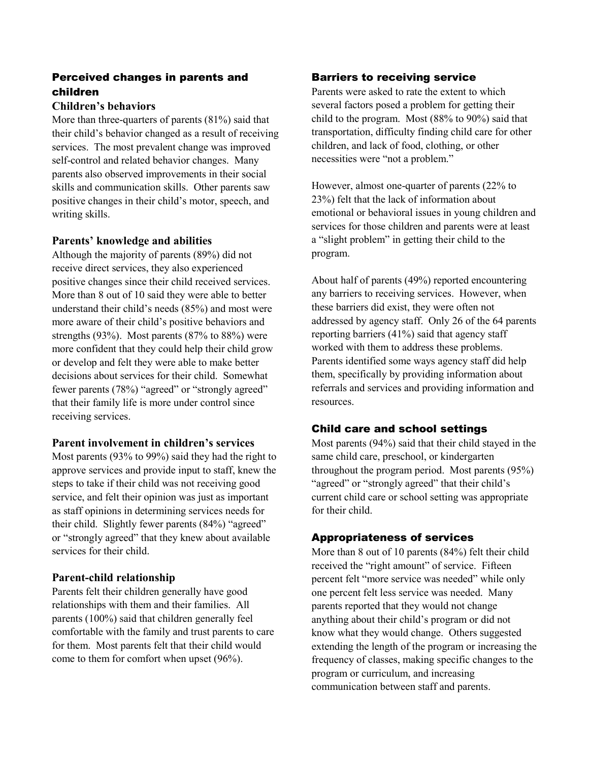## Perceived changes in parents and children

### Children's behaviors

More than three-quarters of parents (81%) said that their child's behavior changed as a result of receiving services. The most prevalent change was improved self-control and related behavior changes. Many parents also observed improvements in their social skills and communication skills. Other parents saw positive changes in their child's motor, speech, and writing skills.

### Parents' knowledge and abilities

Although the majority of parents (89%) did not receive direct services, they also experienced positive changes since their child received services. More than 8 out of 10 said they were able to better understand their child's needs (85%) and most were more aware of their child's positive behaviors and strengths (93%). Most parents (87% to 88%) were more confident that they could help their child grow or develop and felt they were able to make better decisions about services for their child. Somewhat fewer parents (78%) "agreed" or "strongly agreed" that their family life is more under control since receiving services.

### Parent involvement in children's services

Most parents (93% to 99%) said they had the right to approve services and provide input to staff, knew the steps to take if their child was not receiving good service, and felt their opinion was just as important as staff opinions in determining services needs for their child. Slightly fewer parents (84%) "agreed" or "strongly agreed" that they knew about available services for their child.

### Parent-child relationship

Parents felt their children generally have good relationships with them and their families. All parents (100%) said that children generally feel comfortable with the family and trust parents to care for them. Most parents felt that their child would come to them for comfort when upset (96%).

## Barriers to receiving service

Parents were asked to rate the extent to which several factors posed a problem for getting their child to the program. Most (88% to 90%) said that transportation, difficulty finding child care for other children, and lack of food, clothing, or other necessities were "not a problem."

However, almost one-quarter of parents (22% to 23%) felt that the lack of information about emotional or behavioral issues in young children and services for those children and parents were at least a "slight problem" in getting their child to the program.

About half of parents (49%) reported encountering any barriers to receiving services. However, when these barriers did exist, they were often not addressed by agency staff. Only 26 of the 64 parents reporting barriers (41%) said that agency staff worked with them to address these problems. Parents identified some ways agency staff did help them, specifically by providing information about referrals and services and providing information and resources.

## Child care and school settings

Most parents (94%) said that their child stayed in the same child care, preschool, or kindergarten throughout the program period. Most parents (95%) "agreed" or "strongly agreed" that their child's current child care or school setting was appropriate for their child.

## Appropriateness of services

More than 8 out of 10 parents (84%) felt their child received the "right amount" of service. Fifteen percent felt "more service was needed" while only one percent felt less service was needed. Many parents reported that they would not change anything about their child's program or did not know what they would change. Others suggested extending the length of the program or increasing the frequency of classes, making specific changes to the program or curriculum, and increasing communication between staff and parents.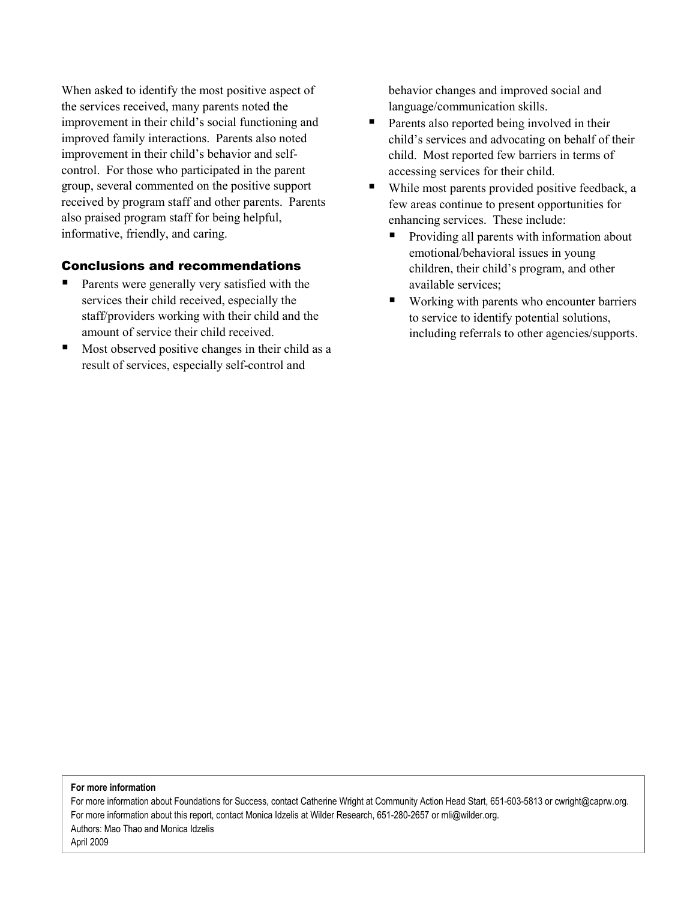When asked to identify the most positive aspect of the services received, many parents noted the improvement in their child's social functioning and improved family interactions. Parents also noted improvement in their child's behavior and self-control. For those who participated in the parent group, several commented on the positive support received by program staff and other parents. Parents also praised program staff for being helpful, informative, friendly, and caring.

## Conclusions and recommendations

- Parents were generally very satisfied with the services their child received, especially the staff/providers working with their child and the amount of service their child received.
- Most observed positive changes in their child as a result of services, especially self-control and behavior changes and improved social and language/communication skills.
- Parents also reported being involved in their child's services and advocating on behalf of their child. Most reported few barriers in terms of accessing services for their child.
- While most parents provided positive feedback, a few areas continue to present opportunities for enhancing services. These include:
  - Providing all parents with information about emotional/behavioral issues in young children, their child's program, and other available services;
  - Working with parents who encounter barriers to service to identify potential solutions, including referrals to other agencies/supports.

**For more information**

For more information about Foundations for Success, contact Catherine Wright at Community Action Head Start, 651-603-5813 or cwright@caprw.org.
For more information about this report, contact Monica Idzelis at Wilder Research, 651-280-2657 or mli@wilder.org.
Authors: Mao Thao and Monica Idzelis
April 2009